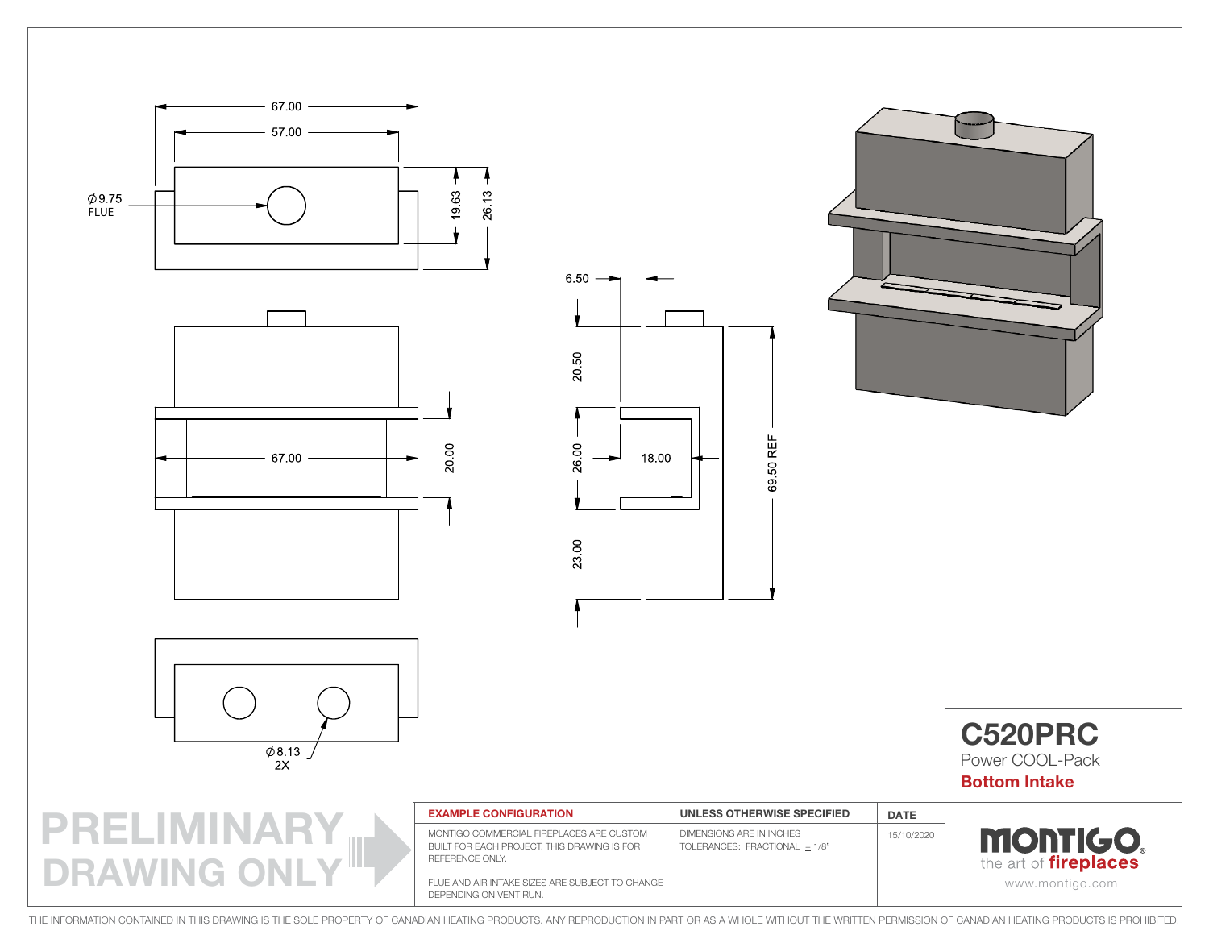67.00

57.00

∅9.75
FLUE

19.63

26.13

67.00

20.00

6.50

20.50

26.00

18.00

23.00

69.50 REF

∅8.13
2X

# C520PRC

Power COOL-Pack

**Bottom Intake**

| EXAMPLE CONFIGURATION | UNLESS OTHERWISE SPECIFIED | DATE |
| --- | --- | --- |
| MONTIGO COMMERCIAL FIREPLACES ARE CUSTOM BUILT FOR EACH PROJECT. THIS DRAWING IS FOR REFERENCE ONLY.<br><br>FLUE AND AIR INTAKE SIZES ARE SUBJECT TO CHANGE DEPENDING ON VENT RUN. | DIMENSIONS ARE IN INCHES<br>TOLERANCES: FRACTIONAL ± 1/8" | 15/10/2020 |

PRELIMINARY DRAWING ONLY

MONTIGO
the art of **fireplaces**
www.montigo.com

THE INFORMATION CONTAINED IN THIS DRAWING IS THE SOLE PROPERTY OF CANADIAN HEATING PRODUCTS. ANY REPRODUCTION IN PART OR AS A WHOLE WITHOUT THE WRITTEN PERMISSION OF CANADIAN HEATING PRODUCTS IS PROHIBITED.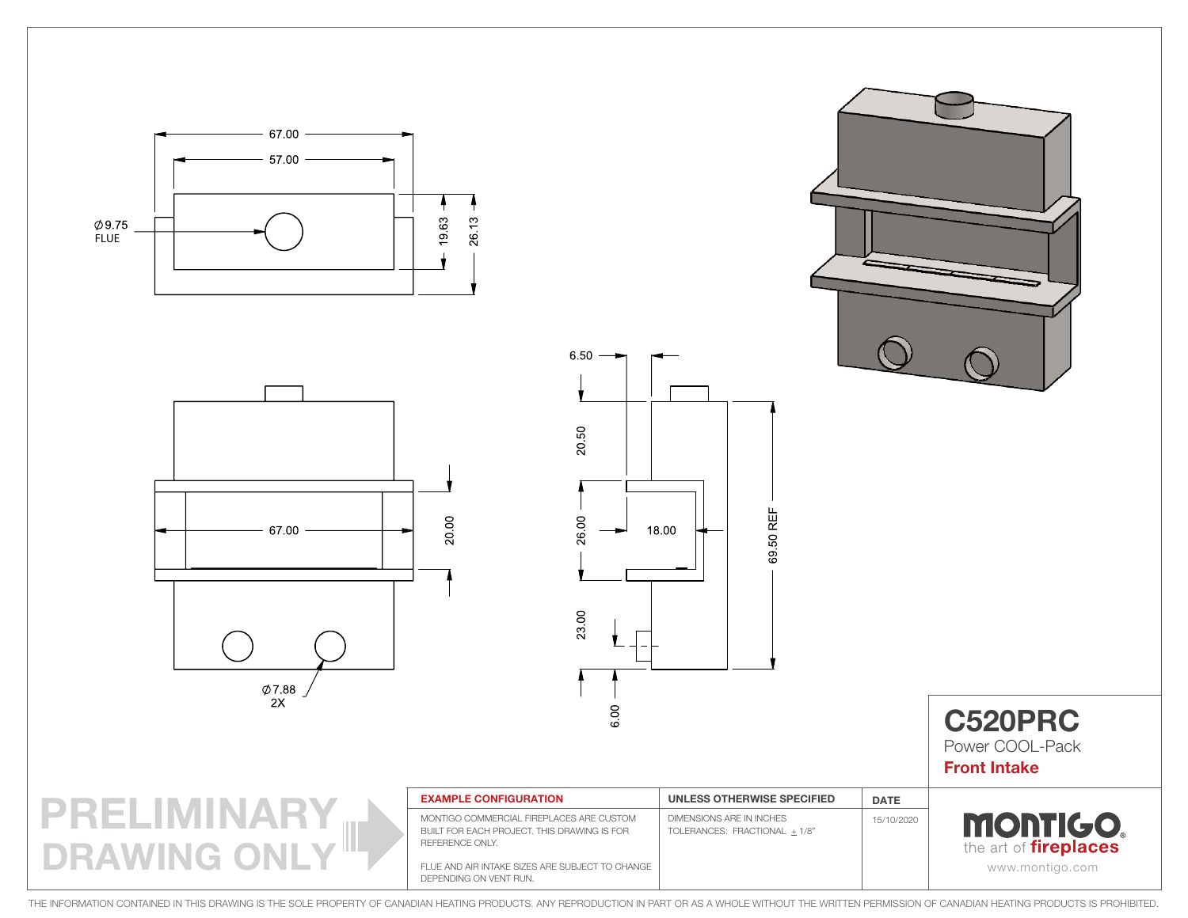67.00

57.00

∅9.75
FLUE

19.63

26.13

6.50

20.50

26.00

18.00

69.50 REF

23.00

6.00

67.00

20.00

∅7.88
2X

# C520PRC

Power COOL-Pack

**Front Intake**

PRELIMINARY
DRAWING ONLY

| EXAMPLE CONFIGURATION | UNLESS OTHERWISE SPECIFIED | DATE |
|---|---|---|
| MONTIGO COMMERCIAL FIREPLACES ARE CUSTOM BUILT FOR EACH PROJECT. THIS DRAWING IS FOR REFERENCE ONLY.<br><br>FLUE AND AIR INTAKE SIZES ARE SUBJECT TO CHANGE DEPENDING ON VENT RUN. | DIMENSIONS ARE IN INCHES<br>TOLERANCES: FRACTIONAL ± 1/8" | 15/10/2020 |

MONTIGO®
the art of **fireplaces**
www.montigo.com

THE INFORMATION CONTAINED IN THIS DRAWING IS THE SOLE PROPERTY OF CANADIAN HEATING PRODUCTS. ANY REPRODUCTION IN PART OR AS A WHOLE WITHOUT THE WRITTEN PERMISSION OF CANADIAN HEATING PRODUCTS IS PROHIBITED.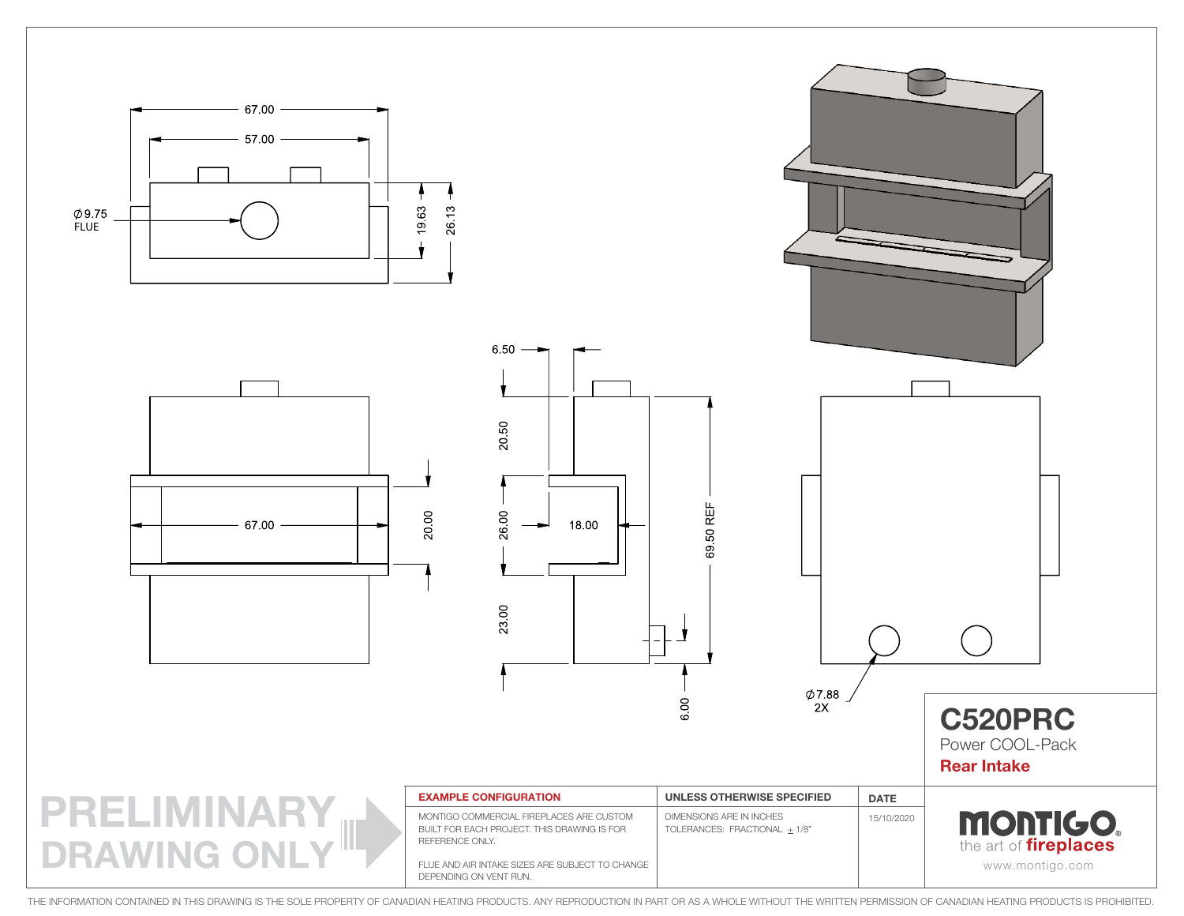67.00

57.00

∅9.75
FLUE

19.63

26.13

6.50

20.50

26.00

18.00

69.50 REF

67.00

20.00

23.00

6.00

∅7.88
2X

# C520PRC

Power COOL-Pack

**Rear Intake**

PRELIMINARY DRAWING ONLY

| EXAMPLE CONFIGURATION | UNLESS OTHERWISE SPECIFIED | DATE |
|---|---|---|
| MONTIGO COMMERCIAL FIREPLACES ARE CUSTOM BUILT FOR EACH PROJECT. THIS DRAWING IS FOR REFERENCE ONLY.<br><br>FLUE AND AIR INTAKE SIZES ARE SUBJECT TO CHANGE DEPENDING ON VENT RUN. | DIMENSIONS ARE IN INCHES<br>TOLERANCES: FRACTIONAL ± 1/8" | 15/10/2020 |

MONTIGO
the art of fireplaces
www.montigo.com

THE INFORMATION CONTAINED IN THIS DRAWING IS THE SOLE PROPERTY OF CANADIAN HEATING PRODUCTS. ANY REPRODUCTION IN PART OR AS A WHOLE WITHOUT THE WRITTEN PERMISSION OF CANADIAN HEATING PRODUCTS IS PROHIBITED.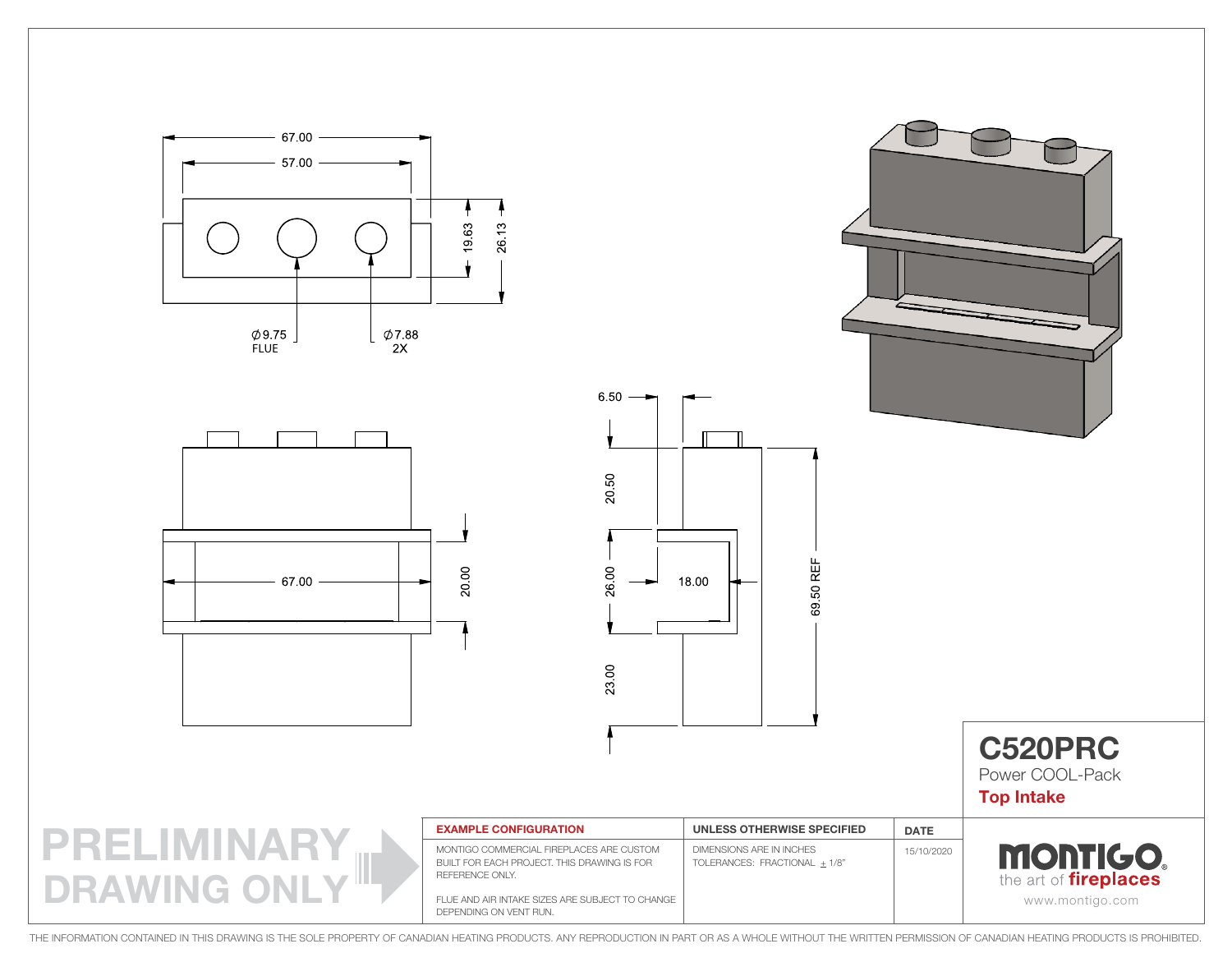67.00

57.00

19.63

26.13

Ø9.75
FLUE

Ø7.88
2X

6.50

20.50

26.00

18.00

69.50 REF

23.00

67.00

20.00

# C520PRC

Power COOL-Pack

**Top Intake**

| EXAMPLE CONFIGURATION | UNLESS OTHERWISE SPECIFIED | DATE |
|---|---|---|
| MONTIGO COMMERCIAL FIREPLACES ARE CUSTOM BUILT FOR EACH PROJECT. THIS DRAWING IS FOR REFERENCE ONLY. FLUE AND AIR INTAKE SIZES ARE SUBJECT TO CHANGE DEPENDING ON VENT RUN. | DIMENSIONS ARE IN INCHES TOLERANCES: FRACTIONAL ± 1/8" | 15/10/2020 |

PRELIMINARY DRAWING ONLY

MONTIGO® the art of fireplaces
www.montigo.com

THE INFORMATION CONTAINED IN THIS DRAWING IS THE SOLE PROPERTY OF CANADIAN HEATING PRODUCTS. ANY REPRODUCTION IN PART OR AS A WHOLE WITHOUT THE WRITTEN PERMISSION OF CANADIAN HEATING PRODUCTS IS PROHIBITED.